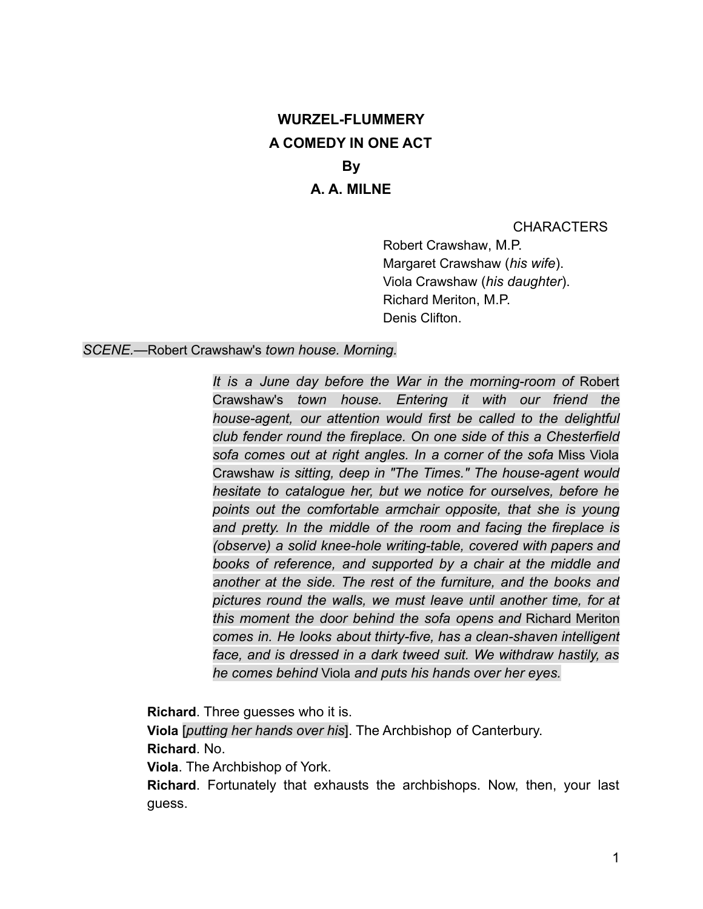# WURZEL-FLUMMERY

## A COMEDY IN ONE ACT

### By

### A. A. MILNE

CHARACTERS

Robert Crawshaw, M.P.
Margaret Crawshaw (*his wife*).
Viola Crawshaw (*his daughter*).
Richard Meriton, M.P.
Denis Clifton.

*SCENE.*—Robert Crawshaw's *town house. Morning.*

*It is a June day before the War in the morning-room of* Robert Crawshaw's *town house. Entering it with our friend the house-agent, our attention would first be called to the delightful club fender round the fireplace. On one side of this a Chesterfield sofa comes out at right angles. In a corner of the sofa* Miss Viola Crawshaw *is sitting, deep in "The Times." The house-agent would hesitate to catalogue her, but we notice for ourselves, before he points out the comfortable armchair opposite, that she is young and pretty. In the middle of the room and facing the fireplace is (observe) a solid knee-hole writing-table, covered with papers and books of reference, and supported by a chair at the middle and another at the side. The rest of the furniture, and the books and pictures round the walls, we must leave until another time, for at this moment the door behind the sofa opens and* Richard Meriton *comes in. He looks about thirty-five, has a clean-shaven intelligent face, and is dressed in a dark tweed suit. We withdraw hastily, as he comes behind* Viola *and puts his hands over her eyes.*

**Richard**. Three guesses who it is.
**Viola** [*putting her hands over his*]. The Archbishop of Canterbury.
**Richard**. No.
**Viola**. The Archbishop of York.
**Richard**. Fortunately that exhausts the archbishops. Now, then, your last guess.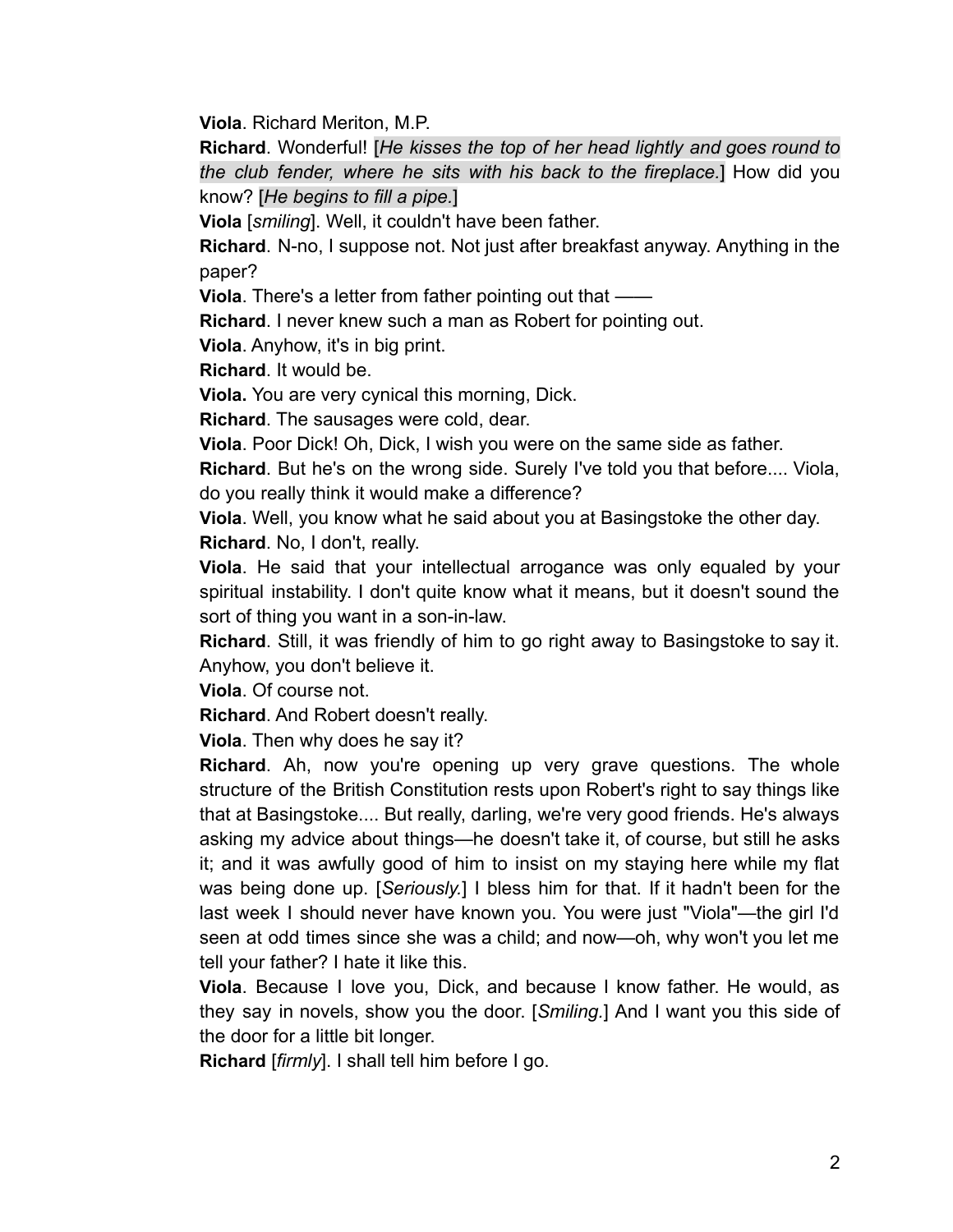**Viola**. Richard Meriton, M.P.

**Richard**. Wonderful! [*He kisses the top of her head lightly and goes round to the club fender, where he sits with his back to the fireplace.*] How did you know? [*He begins to fill a pipe.*]

**Viola** [*smiling*]. Well, it couldn't have been father.

**Richard**. N-no, I suppose not. Not just after breakfast anyway. Anything in the paper?

**Viola**. There's a letter from father pointing out that ——

**Richard**. I never knew such a man as Robert for pointing out.

**Viola**. Anyhow, it's in big print.

**Richard**. It would be.

**Viola.** You are very cynical this morning, Dick.

**Richard**. The sausages were cold, dear.

**Viola**. Poor Dick! Oh, Dick, I wish you were on the same side as father.

**Richard**. But he's on the wrong side. Surely I've told you that before.... Viola, do you really think it would make a difference?

**Viola**. Well, you know what he said about you at Basingstoke the other day.

**Richard**. No, I don't, really.

**Viola**. He said that your intellectual arrogance was only equaled by your spiritual instability. I don't quite know what it means, but it doesn't sound the sort of thing you want in a son-in-law.

**Richard**. Still, it was friendly of him to go right away to Basingstoke to say it. Anyhow, you don't believe it.

**Viola**. Of course not.

**Richard**. And Robert doesn't really.

**Viola**. Then why does he say it?

**Richard**. Ah, now you're opening up very grave questions. The whole structure of the British Constitution rests upon Robert's right to say things like that at Basingstoke.... But really, darling, we're very good friends. He's always asking my advice about things—he doesn't take it, of course, but still he asks it; and it was awfully good of him to insist on my staying here while my flat was being done up. [*Seriously.*] I bless him for that. If it hadn't been for the last week I should never have known you. You were just "Viola"—the girl I'd seen at odd times since she was a child; and now—oh, why won't you let me tell your father? I hate it like this.

**Viola**. Because I love you, Dick, and because I know father. He would, as they say in novels, show you the door. [*Smiling.*] And I want you this side of the door for a little bit longer.

**Richard** [*firmly*]. I shall tell him before I go.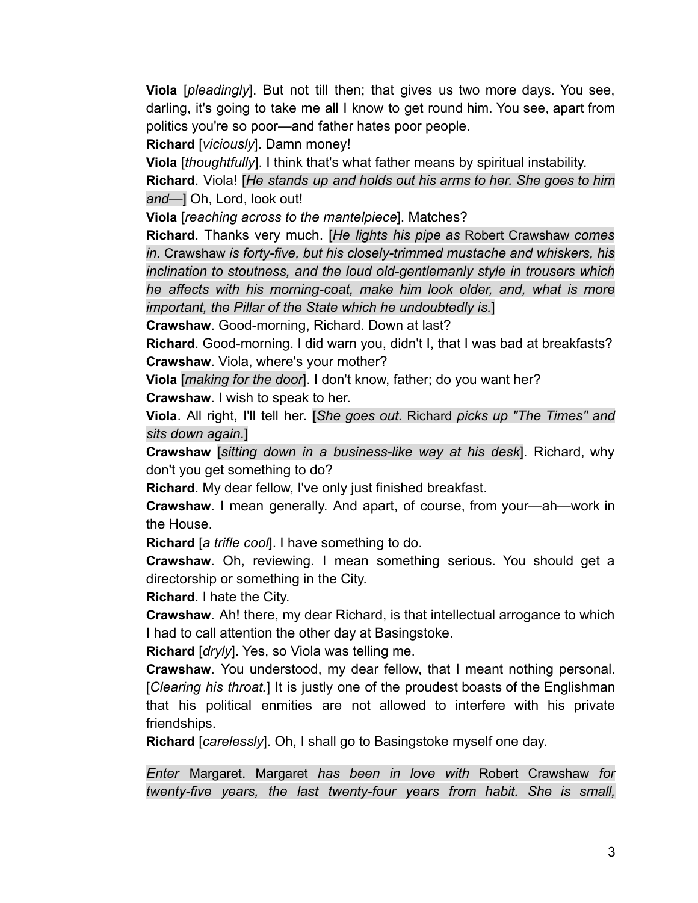**Viola** [*pleadingly*]. But not till then; that gives us two more days. You see, darling, it's going to take me all I know to get round him. You see, apart from politics you're so poor—and father hates poor people.

**Richard** [*viciously*]. Damn money!

**Viola** [*thoughtfully*]. I think that's what father means by spiritual instability.

**Richard**. Viola! [*He stands up and holds out his arms to her. She goes to him and—*] Oh, Lord, look out!

**Viola** [*reaching across to the mantelpiece*]. Matches?

**Richard**. Thanks very much. [*He lights his pipe as* Robert Crawshaw *comes in.* Crawshaw *is forty-five, but his closely-trimmed mustache and whiskers, his inclination to stoutness, and the loud old-gentlemanly style in trousers which he affects with his morning-coat, make him look older, and, what is more important, the Pillar of the State which he undoubtedly is.*]

**Crawshaw**. Good-morning, Richard. Down at last?

**Richard**. Good-morning. I did warn you, didn't I, that I was bad at breakfasts?

**Crawshaw**. Viola, where's your mother?

**Viola** [*making for the door*]. I don't know, father; do you want her?

**Crawshaw**. I wish to speak to her.

**Viola**. All right, I'll tell her. [*She goes out.* Richard *picks up "The Times" and sits down again.*]

**Crawshaw** [*sitting down in a business-like way at his desk*]. Richard, why don't you get something to do?

**Richard**. My dear fellow, I've only just finished breakfast.

**Crawshaw**. I mean generally. And apart, of course, from your—ah—work in the House.

**Richard** [*a trifle cool*]. I have something to do.

**Crawshaw**. Oh, reviewing. I mean something serious. You should get a directorship or something in the City.

**Richard**. I hate the City.

**Crawshaw**. Ah! there, my dear Richard, is that intellectual arrogance to which I had to call attention the other day at Basingstoke.

**Richard** [*dryly*]. Yes, so Viola was telling me.

**Crawshaw**. You understood, my dear fellow, that I meant nothing personal. [*Clearing his throat.*] It is justly one of the proudest boasts of the Englishman that his political enmities are not allowed to interfere with his private friendships.

**Richard** [*carelessly*]. Oh, I shall go to Basingstoke myself one day.

*Enter* Margaret. Margaret *has been in love with* Robert Crawshaw *for twenty-five years, the last twenty-four years from habit. She is small,*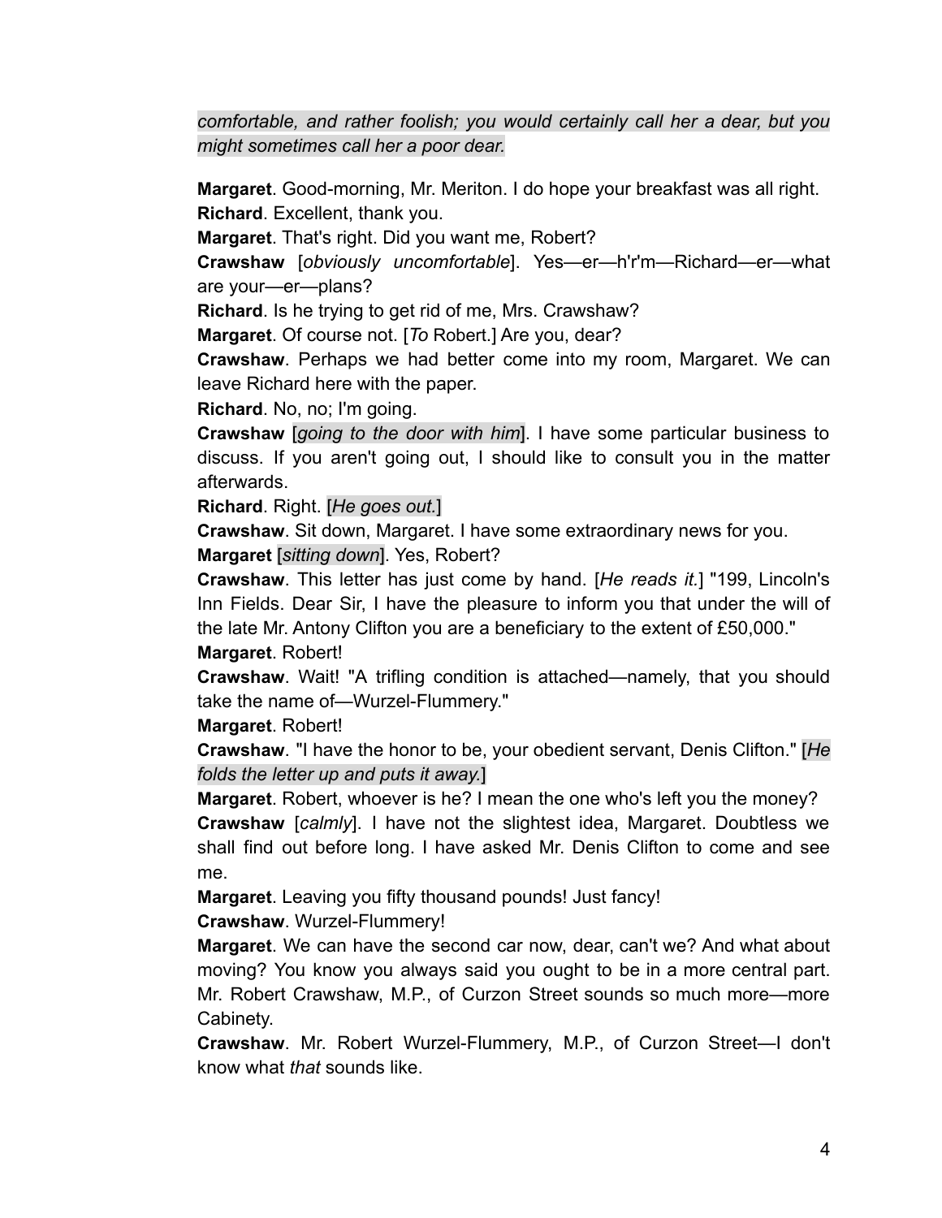*comfortable, and rather foolish; you would certainly call her a dear, but you might sometimes call her a poor dear.*

**Margaret**. Good-morning, Mr. Meriton. I do hope your breakfast was all right.
**Richard**. Excellent, thank you.
**Margaret**. That's right. Did you want me, Robert?
**Crawshaw** [*obviously uncomfortable*]. Yes—er—h'r'm—Richard—er—what are your—er—plans?
**Richard**. Is he trying to get rid of me, Mrs. Crawshaw?
**Margaret**. Of course not. [*To* Robert.] Are you, dear?
**Crawshaw**. Perhaps we had better come into my room, Margaret. We can leave Richard here with the paper.
**Richard**. No, no; I'm going.
**Crawshaw** [*going to the door with him*]. I have some particular business to discuss. If you aren't going out, I should like to consult you in the matter afterwards.
**Richard**. Right. [*He goes out.*]
**Crawshaw**. Sit down, Margaret. I have some extraordinary news for you.
**Margaret** [*sitting down*]. Yes, Robert?
**Crawshaw**. This letter has just come by hand. [*He reads it.*] "199, Lincoln's Inn Fields. Dear Sir, I have the pleasure to inform you that under the will of the late Mr. Antony Clifton you are a beneficiary to the extent of £50,000."
**Margaret**. Robert!
**Crawshaw**. Wait! "A trifling condition is attached—namely, that you should take the name of—Wurzel-Flummery."
**Margaret**. Robert!
**Crawshaw**. "I have the honor to be, your obedient servant, Denis Clifton." [*He folds the letter up and puts it away.*]
**Margaret**. Robert, whoever is he? I mean the one who's left you the money?
**Crawshaw** [*calmly*]. I have not the slightest idea, Margaret. Doubtless we shall find out before long. I have asked Mr. Denis Clifton to come and see me.
**Margaret**. Leaving you fifty thousand pounds! Just fancy!
**Crawshaw**. Wurzel-Flummery!
**Margaret**. We can have the second car now, dear, can't we? And what about moving? You know you always said you ought to be in a more central part. Mr. Robert Crawshaw, M.P., of Curzon Street sounds so much more—more Cabinety.
**Crawshaw**. Mr. Robert Wurzel-Flummery, M.P., of Curzon Street—I don't know what *that* sounds like.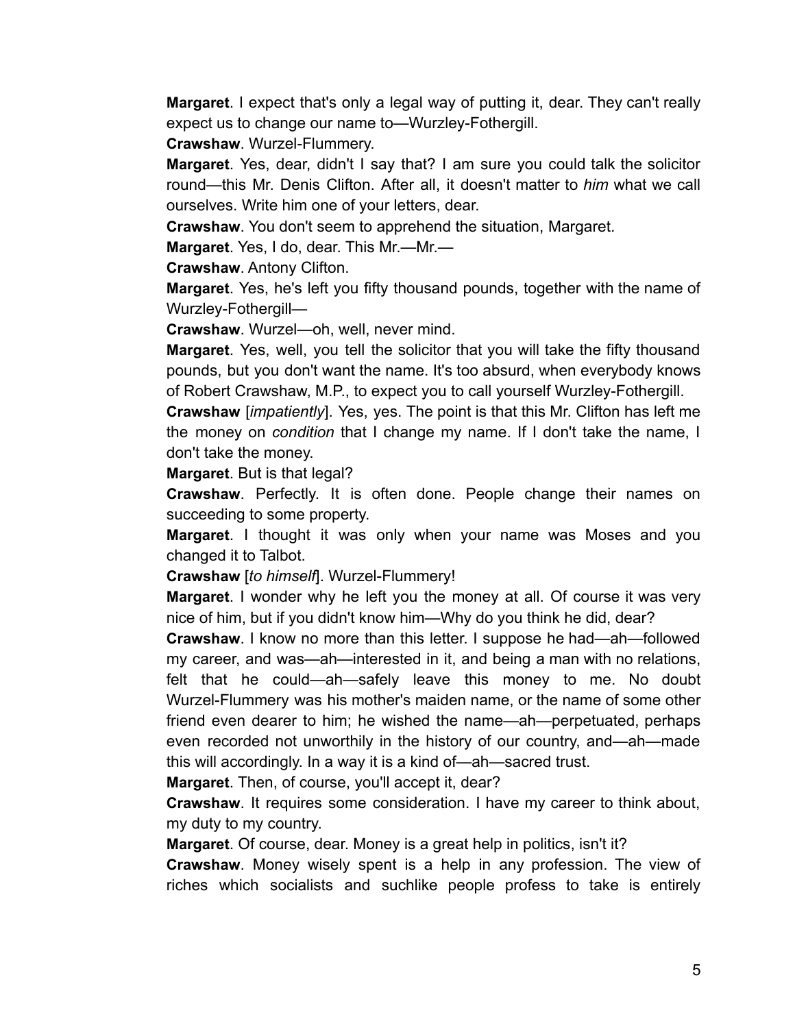**Margaret**. I expect that's only a legal way of putting it, dear. They can't really expect us to change our name to—Wurzley-Fothergill.

**Crawshaw**. Wurzel-Flummery.

**Margaret**. Yes, dear, didn't I say that? I am sure you could talk the solicitor round—this Mr. Denis Clifton. After all, it doesn't matter to *him* what we call ourselves. Write him one of your letters, dear.

**Crawshaw**. You don't seem to apprehend the situation, Margaret.

**Margaret**. Yes, I do, dear. This Mr.—Mr.—

**Crawshaw**. Antony Clifton.

**Margaret**. Yes, he's left you fifty thousand pounds, together with the name of Wurzley-Fothergill—

**Crawshaw**. Wurzel—oh, well, never mind.

**Margaret**. Yes, well, you tell the solicitor that you will take the fifty thousand pounds, but you don't want the name. It's too absurd, when everybody knows of Robert Crawshaw, M.P., to expect you to call yourself Wurzley-Fothergill.

**Crawshaw** [*impatiently*]. Yes, yes. The point is that this Mr. Clifton has left me the money on *condition* that I change my name. If I don't take the name, I don't take the money.

**Margaret**. But is that legal?

**Crawshaw**. Perfectly. It is often done. People change their names on succeeding to some property.

**Margaret**. I thought it was only when your name was Moses and you changed it to Talbot.

**Crawshaw** [*to himself*]. Wurzel-Flummery!

**Margaret**. I wonder why he left you the money at all. Of course it was very nice of him, but if you didn't know him—Why do you think he did, dear?

**Crawshaw**. I know no more than this letter. I suppose he had—ah—followed my career, and was—ah—interested in it, and being a man with no relations, felt that he could—ah—safely leave this money to me. No doubt Wurzel-Flummery was his mother's maiden name, or the name of some other friend even dearer to him; he wished the name—ah—perpetuated, perhaps even recorded not unworthily in the history of our country, and—ah—made this will accordingly. In a way it is a kind of—ah—sacred trust.

**Margaret**. Then, of course, you'll accept it, dear?

**Crawshaw**. It requires some consideration. I have my career to think about, my duty to my country.

**Margaret**. Of course, dear. Money is a great help in politics, isn't it?

**Crawshaw**. Money wisely spent is a help in any profession. The view of riches which socialists and suchlike people profess to take is entirely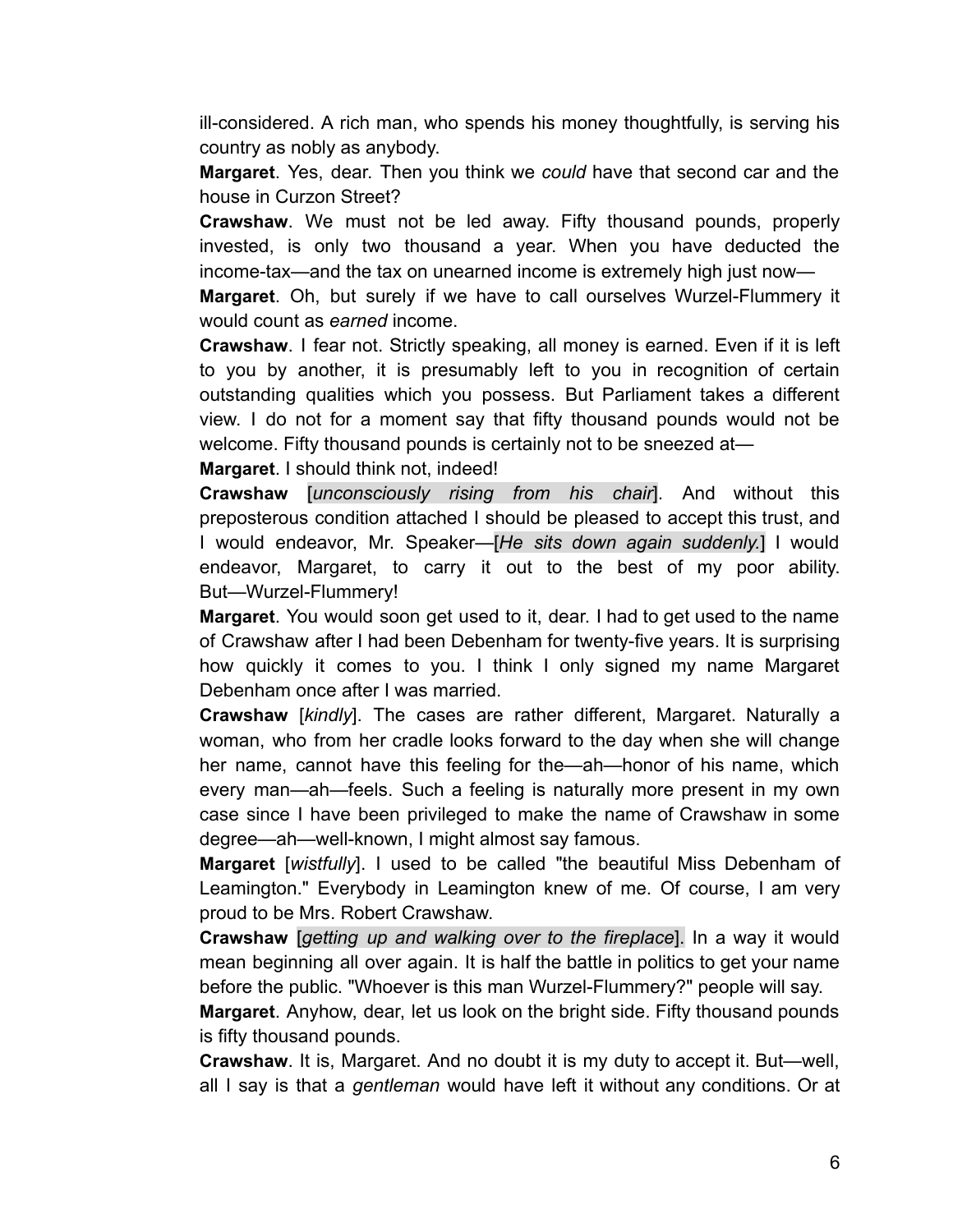ill-considered. A rich man, who spends his money thoughtfully, is serving his country as nobly as anybody.

**Margaret**. Yes, dear. Then you think we *could* have that second car and the house in Curzon Street?

**Crawshaw**. We must not be led away. Fifty thousand pounds, properly invested, is only two thousand a year. When you have deducted the income-tax—and the tax on unearned income is extremely high just now—

**Margaret**. Oh, but surely if we have to call ourselves Wurzel-Flummery it would count as *earned* income.

**Crawshaw**. I fear not. Strictly speaking, all money is earned. Even if it is left to you by another, it is presumably left to you in recognition of certain outstanding qualities which you possess. But Parliament takes a different view. I do not for a moment say that fifty thousand pounds would not be welcome. Fifty thousand pounds is certainly not to be sneezed at—

**Margaret**. I should think not, indeed!

**Crawshaw** [*unconsciously rising from his chair*]. And without this preposterous condition attached I should be pleased to accept this trust, and I would endeavor, Mr. Speaker—[*He sits down again suddenly.*] I would endeavor, Margaret, to carry it out to the best of my poor ability. But—Wurzel-Flummery!

**Margaret**. You would soon get used to it, dear. I had to get used to the name of Crawshaw after I had been Debenham for twenty-five years. It is surprising how quickly it comes to you. I think I only signed my name Margaret Debenham once after I was married.

**Crawshaw** [*kindly*]. The cases are rather different, Margaret. Naturally a woman, who from her cradle looks forward to the day when she will change her name, cannot have this feeling for the—ah—honor of his name, which every man—ah—feels. Such a feeling is naturally more present in my own case since I have been privileged to make the name of Crawshaw in some degree—ah—well-known, I might almost say famous.

**Margaret** [*wistfully*]. I used to be called "the beautiful Miss Debenham of Leamington." Everybody in Leamington knew of me. Of course, I am very proud to be Mrs. Robert Crawshaw.

**Crawshaw** [*getting up and walking over to the fireplace*]. In a way it would mean beginning all over again. It is half the battle in politics to get your name before the public. "Whoever is this man Wurzel-Flummery?" people will say.

**Margaret**. Anyhow, dear, let us look on the bright side. Fifty thousand pounds is fifty thousand pounds.

**Crawshaw**. It is, Margaret. And no doubt it is my duty to accept it. But—well, all I say is that a *gentleman* would have left it without any conditions. Or at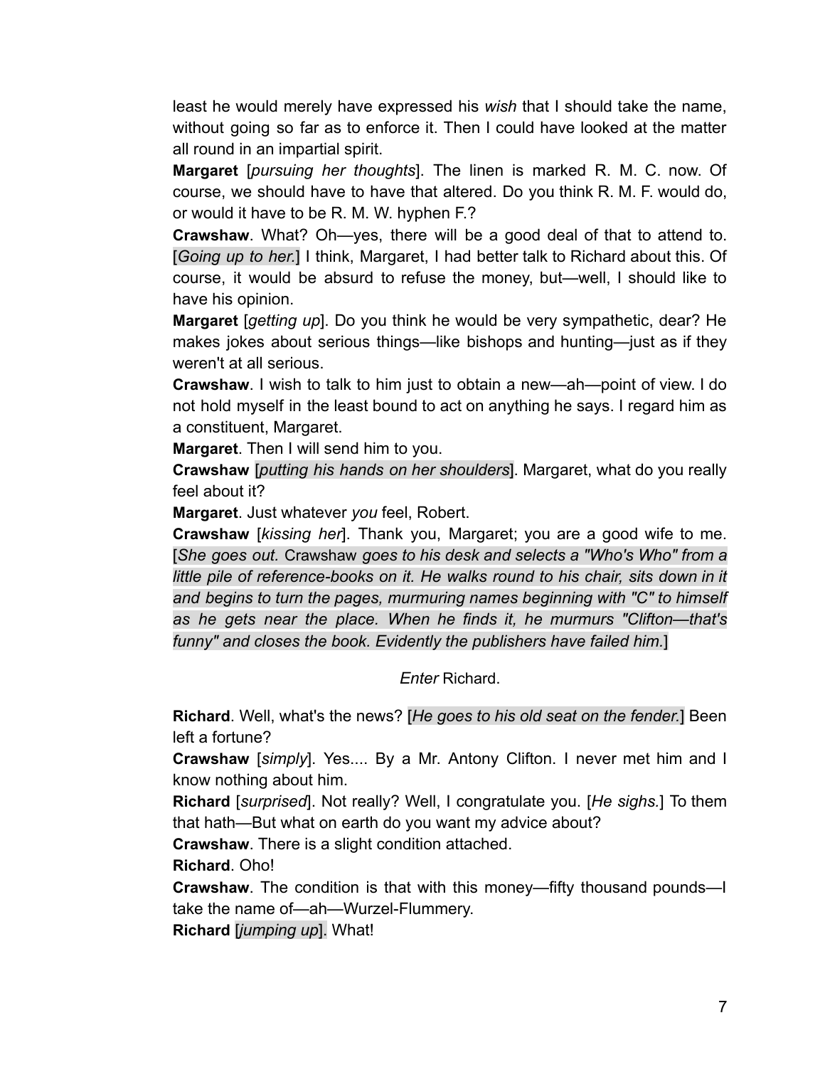least he would merely have expressed his *wish* that I should take the name, without going so far as to enforce it. Then I could have looked at the matter all round in an impartial spirit.

**Margaret** [*pursuing her thoughts*]. The linen is marked R. M. C. now. Of course, we should have to have that altered. Do you think R. M. F. would do, or would it have to be R. M. W. hyphen F.?

**Crawshaw**. What? Oh—yes, there will be a good deal of that to attend to. [*Going up to her.*] I think, Margaret, I had better talk to Richard about this. Of course, it would be absurd to refuse the money, but—well, I should like to have his opinion.

**Margaret** [*getting up*]. Do you think he would be very sympathetic, dear? He makes jokes about serious things—like bishops and hunting—just as if they weren't at all serious.

**Crawshaw**. I wish to talk to him just to obtain a new—ah—point of view. I do not hold myself in the least bound to act on anything he says. I regard him as a constituent, Margaret.

**Margaret**. Then I will send him to you.

**Crawshaw** [*putting his hands on her shoulders*]. Margaret, what do you really feel about it?

**Margaret**. Just whatever *you* feel, Robert.

**Crawshaw** [*kissing her*]. Thank you, Margaret; you are a good wife to me. [*She goes out.* Crawshaw *goes to his desk and selects a "Who's Who" from a little pile of reference-books on it. He walks round to his chair, sits down in it and begins to turn the pages, murmuring names beginning with "C" to himself as he gets near the place. When he finds it, he murmurs "Clifton—that's funny" and closes the book. Evidently the publishers have failed him.*]

*Enter* Richard.

**Richard**. Well, what's the news? [*He goes to his old seat on the fender.*] Been left a fortune?

**Crawshaw** [*simply*]. Yes.... By a Mr. Antony Clifton. I never met him and I know nothing about him.

**Richard** [*surprised*]. Not really? Well, I congratulate you. [*He sighs.*] To them that hath—But what on earth do you want my advice about?

**Crawshaw**. There is a slight condition attached.

**Richard**. Oho!

**Crawshaw**. The condition is that with this money—fifty thousand pounds—I take the name of—ah—Wurzel-Flummery.

**Richard** [*jumping up*]. What!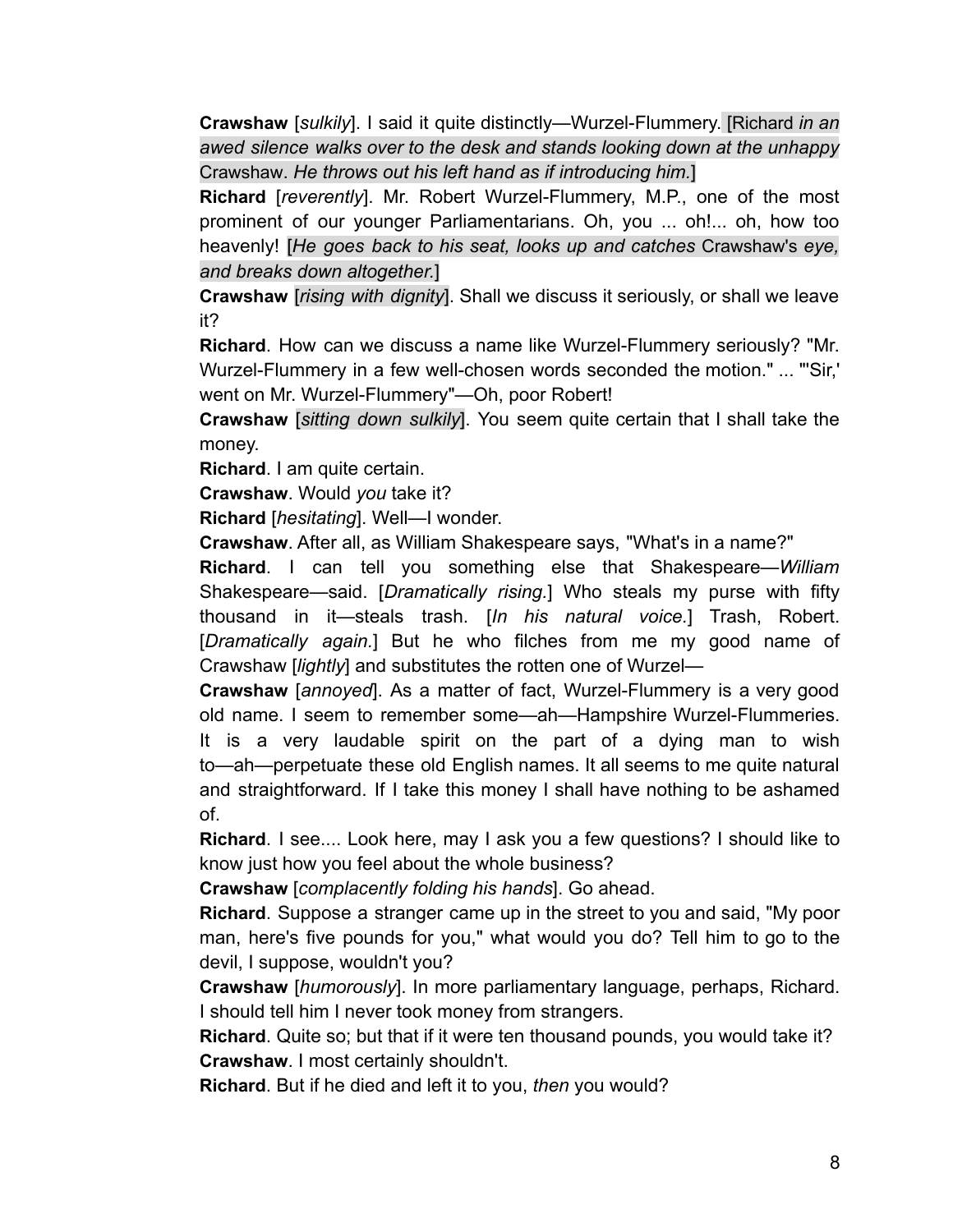**Crawshaw** [*sulkily*]. I said it quite distinctly—Wurzel-Flummery. [Richard *in an awed silence walks over to the desk and stands looking down at the unhappy* Crawshaw. *He throws out his left hand as if introducing him.*]

**Richard** [*reverently*]. Mr. Robert Wurzel-Flummery, M.P., one of the most prominent of our younger Parliamentarians. Oh, you ... oh!... oh, how too heavenly! [*He goes back to his seat, looks up and catches* Crawshaw's *eye, and breaks down altogether.*]

**Crawshaw** [*rising with dignity*]. Shall we discuss it seriously, or shall we leave it?

**Richard**. How can we discuss a name like Wurzel-Flummery seriously? "Mr. Wurzel-Flummery in a few well-chosen words seconded the motion." ... "'Sir,' went on Mr. Wurzel-Flummery"—Oh, poor Robert!

**Crawshaw** [*sitting down sulkily*]. You seem quite certain that I shall take the money.

**Richard**. I am quite certain.

**Crawshaw**. Would *you* take it?

**Richard** [*hesitating*]. Well—I wonder.

**Crawshaw**. After all, as William Shakespeare says, "What's in a name?"

**Richard**. I can tell you something else that Shakespeare—*William* Shakespeare—said. [*Dramatically rising.*] Who steals my purse with fifty thousand in it—steals trash. [*In his natural voice.*] Trash, Robert. [*Dramatically again.*] But he who filches from me my good name of Crawshaw [*lightly*] and substitutes the rotten one of Wurzel—

**Crawshaw** [*annoyed*]. As a matter of fact, Wurzel-Flummery is a very good old name. I seem to remember some—ah—Hampshire Wurzel-Flummeries. It is a very laudable spirit on the part of a dying man to wish to—ah—perpetuate these old English names. It all seems to me quite natural and straightforward. If I take this money I shall have nothing to be ashamed of.

**Richard**. I see.... Look here, may I ask you a few questions? I should like to know just how you feel about the whole business?

**Crawshaw** [*complacently folding his hands*]. Go ahead.

**Richard**. Suppose a stranger came up in the street to you and said, "My poor man, here's five pounds for you," what would you do? Tell him to go to the devil, I suppose, wouldn't you?

**Crawshaw** [*humorously*]. In more parliamentary language, perhaps, Richard. I should tell him I never took money from strangers.

**Richard**. Quite so; but that if it were ten thousand pounds, you would take it?

**Crawshaw**. I most certainly shouldn't.

**Richard**. But if he died and left it to you, *then* you would?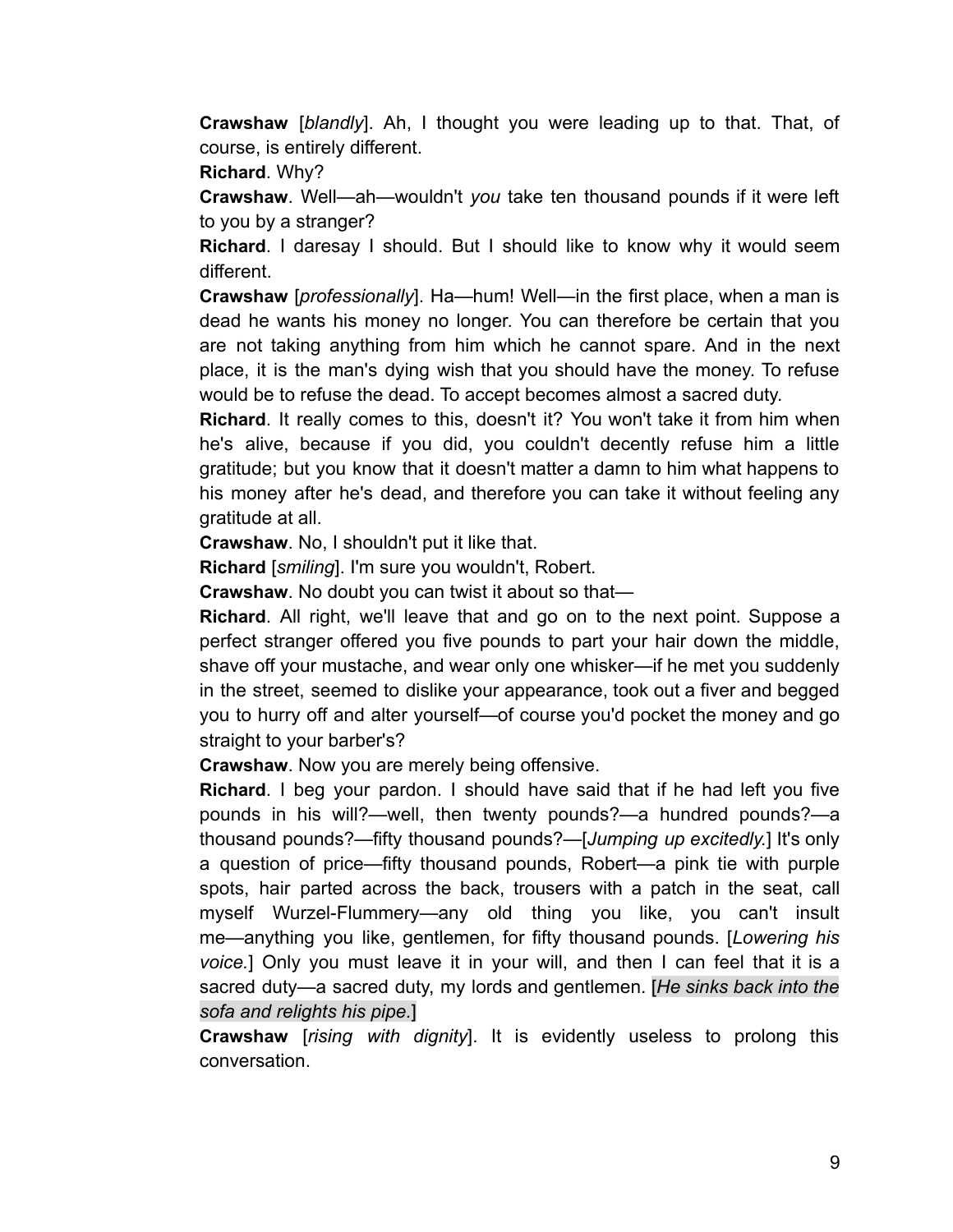**Crawshaw** [*blandly*]. Ah, I thought you were leading up to that. That, of course, is entirely different.

**Richard**. Why?

**Crawshaw**. Well—ah—wouldn't *you* take ten thousand pounds if it were left to you by a stranger?

**Richard**. I daresay I should. But I should like to know why it would seem different.

**Crawshaw** [*professionally*]. Ha—hum! Well—in the first place, when a man is dead he wants his money no longer. You can therefore be certain that you are not taking anything from him which he cannot spare. And in the next place, it is the man's dying wish that you should have the money. To refuse would be to refuse the dead. To accept becomes almost a sacred duty.

**Richard**. It really comes to this, doesn't it? You won't take it from him when he's alive, because if you did, you couldn't decently refuse him a little gratitude; but you know that it doesn't matter a damn to him what happens to his money after he's dead, and therefore you can take it without feeling any gratitude at all.

**Crawshaw**. No, I shouldn't put it like that.

**Richard** [*smiling*]. I'm sure you wouldn't, Robert.

**Crawshaw**. No doubt you can twist it about so that—

**Richard**. All right, we'll leave that and go on to the next point. Suppose a perfect stranger offered you five pounds to part your hair down the middle, shave off your mustache, and wear only one whisker—if he met you suddenly in the street, seemed to dislike your appearance, took out a fiver and begged you to hurry off and alter yourself—of course you'd pocket the money and go straight to your barber's?

**Crawshaw**. Now you are merely being offensive.

**Richard**. I beg your pardon. I should have said that if he had left you five pounds in his will?—well, then twenty pounds?—a hundred pounds?—a thousand pounds?—fifty thousand pounds?—[*Jumping up excitedly.*] It's only a question of price—fifty thousand pounds, Robert—a pink tie with purple spots, hair parted across the back, trousers with a patch in the seat, call myself Wurzel-Flummery—any old thing you like, you can't insult me—anything you like, gentlemen, for fifty thousand pounds. [*Lowering his voice.*] Only you must leave it in your will, and then I can feel that it is a sacred duty—a sacred duty, my lords and gentlemen. [*He sinks back into the sofa and relights his pipe.*]

**Crawshaw** [*rising with dignity*]. It is evidently useless to prolong this conversation.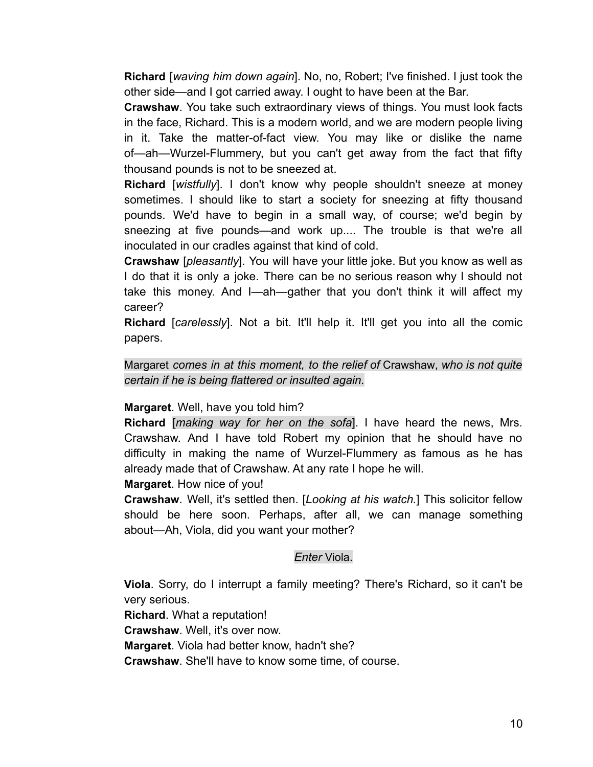**Richard** [*waving him down again*]. No, no, Robert; I've finished. I just took the other side—and I got carried away. I ought to have been at the Bar.

**Crawshaw**. You take such extraordinary views of things. You must look facts in the face, Richard. This is a modern world, and we are modern people living in it. Take the matter-of-fact view. You may like or dislike the name of—ah—Wurzel-Flummery, but you can't get away from the fact that fifty thousand pounds is not to be sneezed at.

**Richard** [*wistfully*]. I don't know why people shouldn't sneeze at money sometimes. I should like to start a society for sneezing at fifty thousand pounds. We'd have to begin in a small way, of course; we'd begin by sneezing at five pounds—and work up.... The trouble is that we're all inoculated in our cradles against that kind of cold.

**Crawshaw** [*pleasantly*]. You will have your little joke. But you know as well as I do that it is only a joke. There can be no serious reason why I should not take this money. And I—ah—gather that you don't think it will affect my career?

**Richard** [*carelessly*]. Not a bit. It'll help it. It'll get you into all the comic papers.

Margaret *comes in at this moment, to the relief of* Crawshaw, *who is not quite certain if he is being flattered or insulted again.*

**Margaret**. Well, have you told him?

**Richard** [*making way for her on the sofa*]. I have heard the news, Mrs. Crawshaw. And I have told Robert my opinion that he should have no difficulty in making the name of Wurzel-Flummery as famous as he has already made that of Crawshaw. At any rate I hope he will.

**Margaret**. How nice of you!

**Crawshaw**. Well, it's settled then. [*Looking at his watch.*] This solicitor fellow should be here soon. Perhaps, after all, we can manage something about—Ah, Viola, did you want your mother?

*Enter* Viola.

**Viola**. Sorry, do I interrupt a family meeting? There's Richard, so it can't be very serious.

**Richard**. What a reputation!

**Crawshaw**. Well, it's over now.

**Margaret**. Viola had better know, hadn't she?

**Crawshaw**. She'll have to know some time, of course.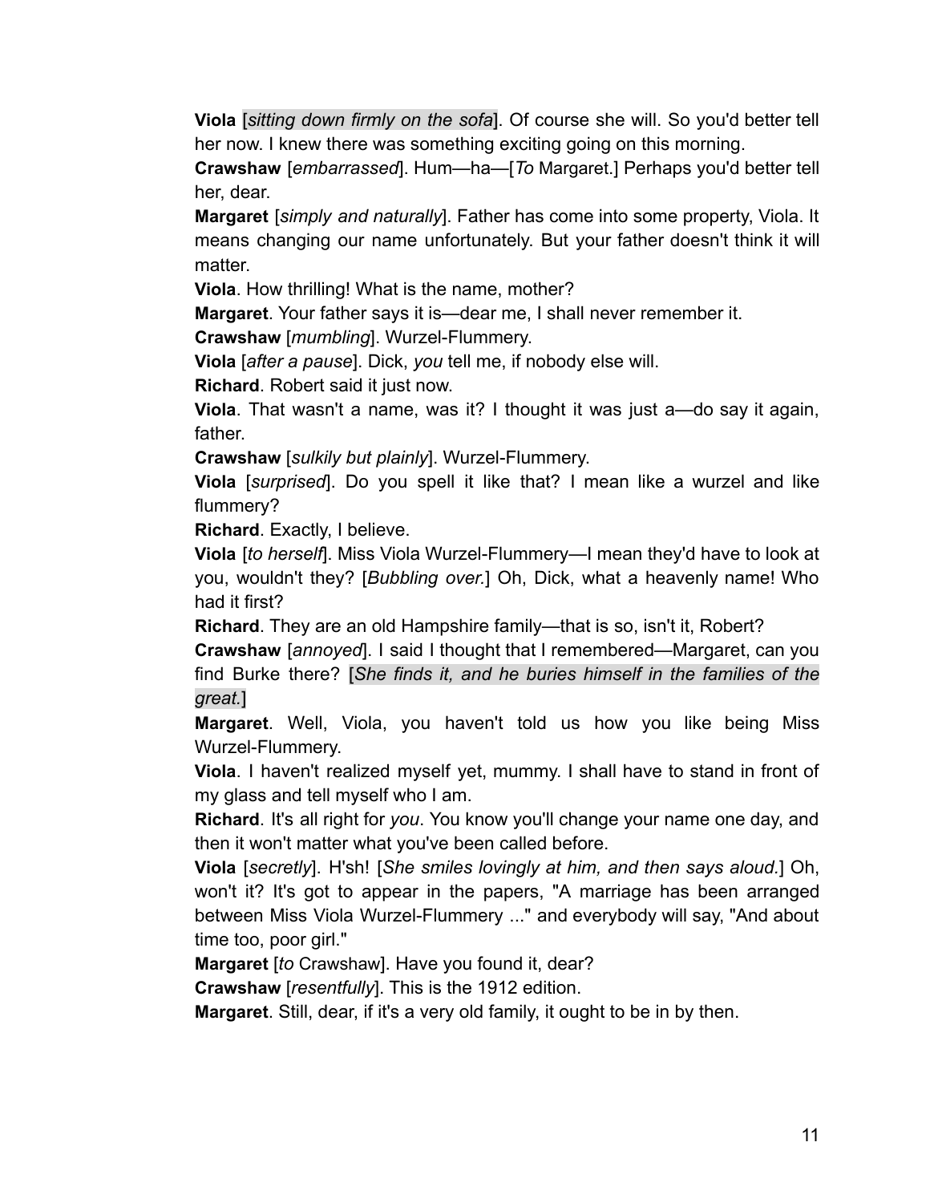**Viola** [*sitting down firmly on the sofa*]. Of course she will. So you'd better tell her now. I knew there was something exciting going on this morning.

**Crawshaw** [*embarrassed*]. Hum—ha—[*To* Margaret.] Perhaps you'd better tell her, dear.

**Margaret** [*simply and naturally*]. Father has come into some property, Viola. It means changing our name unfortunately. But your father doesn't think it will matter.

**Viola**. How thrilling! What is the name, mother?

**Margaret**. Your father says it is—dear me, I shall never remember it.

**Crawshaw** [*mumbling*]. Wurzel-Flummery.

**Viola** [*after a pause*]. Dick, *you* tell me, if nobody else will.

**Richard**. Robert said it just now.

**Viola**. That wasn't a name, was it? I thought it was just a—do say it again, father.

**Crawshaw** [*sulkily but plainly*]. Wurzel-Flummery.

**Viola** [*surprised*]. Do you spell it like that? I mean like a wurzel and like flummery?

**Richard**. Exactly, I believe.

**Viola** [*to herself*]. Miss Viola Wurzel-Flummery—I mean they'd have to look at you, wouldn't they? [*Bubbling over.*] Oh, Dick, what a heavenly name! Who had it first?

**Richard**. They are an old Hampshire family—that is so, isn't it, Robert?

**Crawshaw** [*annoyed*]. I said I thought that I remembered—Margaret, can you find Burke there? [*She finds it, and he buries himself in the families of the great.*]

**Margaret**. Well, Viola, you haven't told us how you like being Miss Wurzel-Flummery.

**Viola**. I haven't realized myself yet, mummy. I shall have to stand in front of my glass and tell myself who I am.

**Richard**. It's all right for *you*. You know you'll change your name one day, and then it won't matter what you've been called before.

**Viola** [*secretly*]. H'sh! [*She smiles lovingly at him, and then says aloud.*] Oh, won't it? It's got to appear in the papers, "A marriage has been arranged between Miss Viola Wurzel-Flummery ..." and everybody will say, "And about time too, poor girl."

**Margaret** [*to* Crawshaw]. Have you found it, dear?

**Crawshaw** [*resentfully*]. This is the 1912 edition.

**Margaret**. Still, dear, if it's a very old family, it ought to be in by then.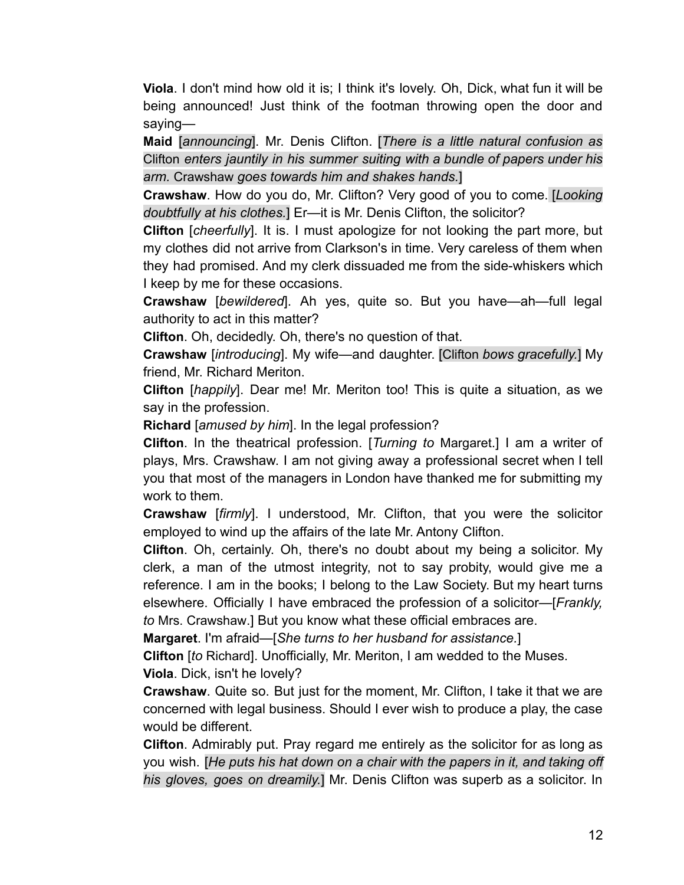**Viola**. I don't mind how old it is; I think it's lovely. Oh, Dick, what fun it will be being announced! Just think of the footman throwing open the door and saying—

**Maid** [*announcing*]. Mr. Denis Clifton. [*There is a little natural confusion as* Clifton *enters jauntily in his summer suiting with a bundle of papers under his arm.* Crawshaw *goes towards him and shakes hands.*]

**Crawshaw**. How do you do, Mr. Clifton? Very good of you to come. [*Looking doubtfully at his clothes.*] Er—it is Mr. Denis Clifton, the solicitor?

**Clifton** [*cheerfully*]. It is. I must apologize for not looking the part more, but my clothes did not arrive from Clarkson's in time. Very careless of them when they had promised. And my clerk dissuaded me from the side-whiskers which I keep by me for these occasions.

**Crawshaw** [*bewildered*]. Ah yes, quite so. But you have—ah—full legal authority to act in this matter?

**Clifton**. Oh, decidedly. Oh, there's no question of that.

**Crawshaw** [*introducing*]. My wife—and daughter. [Clifton *bows gracefully.*] My friend, Mr. Richard Meriton.

**Clifton** [*happily*]. Dear me! Mr. Meriton too! This is quite a situation, as we say in the profession.

**Richard** [*amused by him*]. In the legal profession?

**Clifton**. In the theatrical profession. [*Turning to* Margaret.] I am a writer of plays, Mrs. Crawshaw. I am not giving away a professional secret when I tell you that most of the managers in London have thanked me for submitting my work to them.

**Crawshaw** [*firmly*]. I understood, Mr. Clifton, that you were the solicitor employed to wind up the affairs of the late Mr. Antony Clifton.

**Clifton**. Oh, certainly. Oh, there's no doubt about my being a solicitor. My clerk, a man of the utmost integrity, not to say probity, would give me a reference. I am in the books; I belong to the Law Society. But my heart turns elsewhere. Officially I have embraced the profession of a solicitor—[*Frankly, to* Mrs. Crawshaw.] But you know what these official embraces are.

**Margaret**. I'm afraid—[*She turns to her husband for assistance.*]

**Clifton** [*to* Richard]. Unofficially, Mr. Meriton, I am wedded to the Muses.

**Viola**. Dick, isn't he lovely?

**Crawshaw**. Quite so. But just for the moment, Mr. Clifton, I take it that we are concerned with legal business. Should I ever wish to produce a play, the case would be different.

**Clifton**. Admirably put. Pray regard me entirely as the solicitor for as long as you wish. [*He puts his hat down on a chair with the papers in it, and taking off his gloves, goes on dreamily.*] Mr. Denis Clifton was superb as a solicitor. In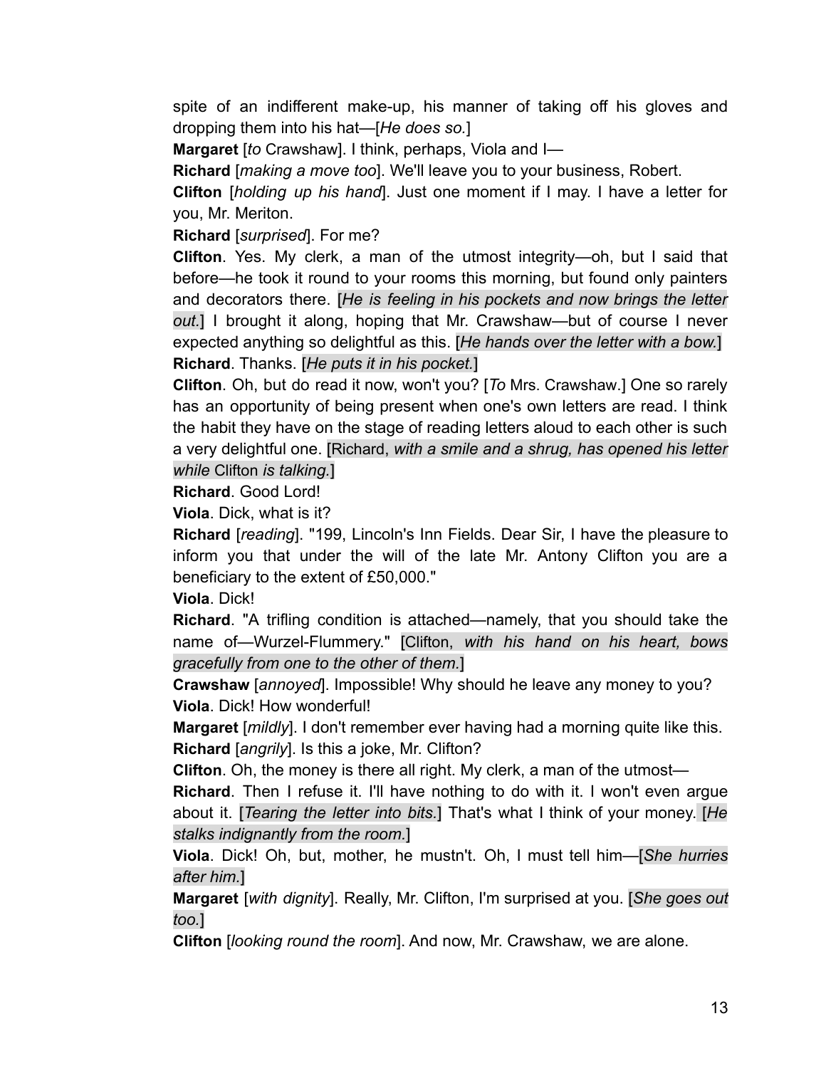spite of an indifferent make-up, his manner of taking off his gloves and dropping them into his hat—[*He does so.*]

**Margaret** [*to* Crawshaw]. I think, perhaps, Viola and I—

**Richard** [*making a move too*]. We'll leave you to your business, Robert.

**Clifton** [*holding up his hand*]. Just one moment if I may. I have a letter for you, Mr. Meriton.

**Richard** [*surprised*]. For me?

**Clifton**. Yes. My clerk, a man of the utmost integrity—oh, but I said that before—he took it round to your rooms this morning, but found only painters and decorators there. [*He is feeling in his pockets and now brings the letter out.*] I brought it along, hoping that Mr. Crawshaw—but of course I never expected anything so delightful as this. [*He hands over the letter with a bow.*]

**Richard**. Thanks. [*He puts it in his pocket.*]

**Clifton**. Oh, but do read it now, won't you? [*To* Mrs. Crawshaw.] One so rarely has an opportunity of being present when one's own letters are read. I think the habit they have on the stage of reading letters aloud to each other is such a very delightful one. [Richard, *with a smile and a shrug, has opened his letter while* Clifton *is talking.*]

**Richard**. Good Lord!

**Viola**. Dick, what is it?

**Richard** [*reading*]. "199, Lincoln's Inn Fields. Dear Sir, I have the pleasure to inform you that under the will of the late Mr. Antony Clifton you are a beneficiary to the extent of £50,000."

**Viola**. Dick!

**Richard**. "A trifling condition is attached—namely, that you should take the name of—Wurzel-Flummery." [Clifton, *with his hand on his heart, bows gracefully from one to the other of them.*]

**Crawshaw** [*annoyed*]. Impossible! Why should he leave any money to you?

**Viola**. Dick! How wonderful!

**Margaret** [*mildly*]. I don't remember ever having had a morning quite like this.

**Richard** [*angrily*]. Is this a joke, Mr. Clifton?

**Clifton**. Oh, the money is there all right. My clerk, a man of the utmost—

**Richard**. Then I refuse it. I'll have nothing to do with it. I won't even argue about it. [*Tearing the letter into bits.*] That's what I think of your money. [*He stalks indignantly from the room.*]

**Viola**. Dick! Oh, but, mother, he mustn't. Oh, I must tell him—[*She hurries after him.*]

**Margaret** [*with dignity*]. Really, Mr. Clifton, I'm surprised at you. [*She goes out too.*]

**Clifton** [*looking round the room*]. And now, Mr. Crawshaw, we are alone.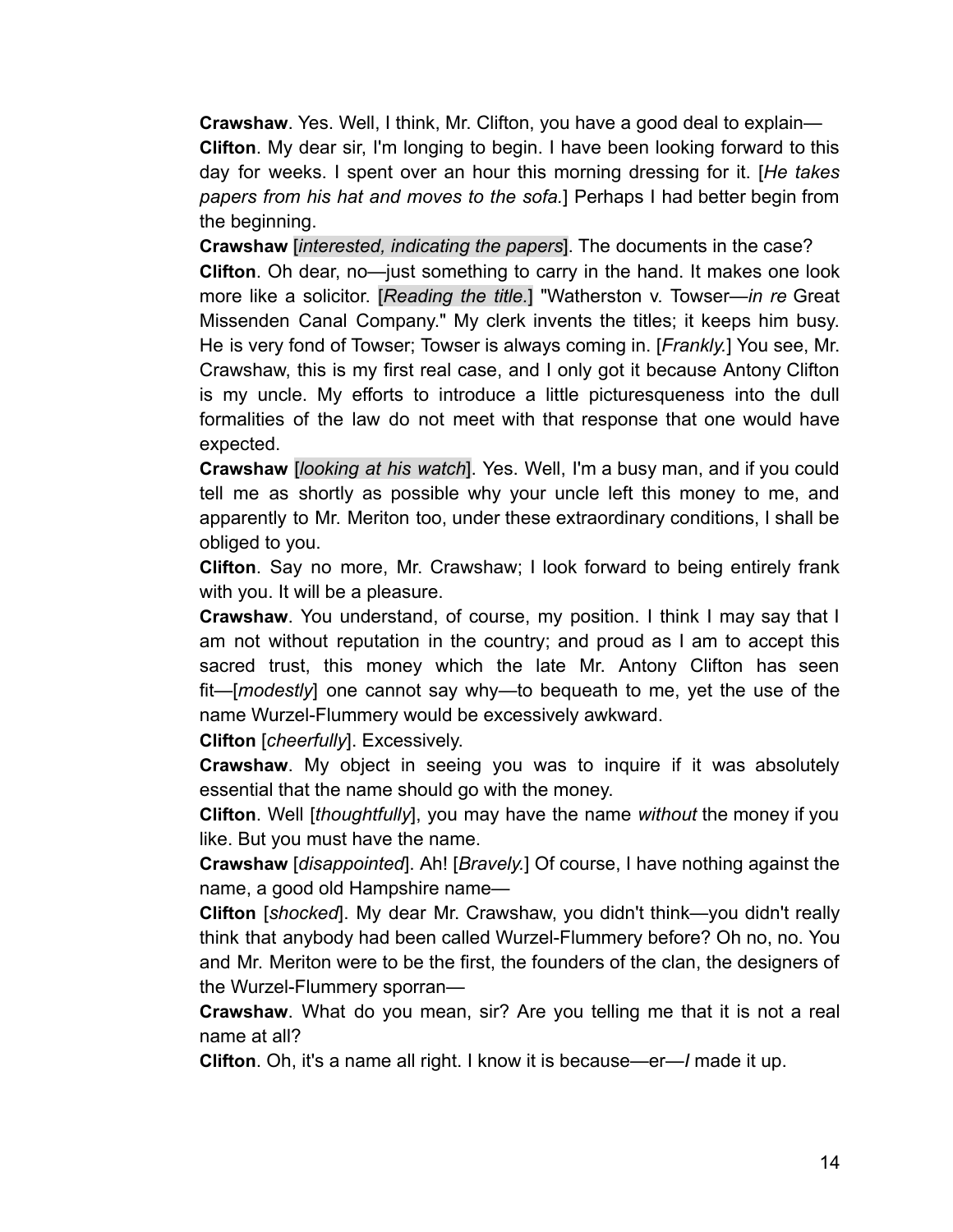**Crawshaw**. Yes. Well, I think, Mr. Clifton, you have a good deal to explain—

**Clifton**. My dear sir, I'm longing to begin. I have been looking forward to this day for weeks. I spent over an hour this morning dressing for it. [*He takes papers from his hat and moves to the sofa.*] Perhaps I had better begin from the beginning.

**Crawshaw** [*interested, indicating the papers*]. The documents in the case?

**Clifton**. Oh dear, no—just something to carry in the hand. It makes one look more like a solicitor. [*Reading the title*.] "Watherston v. Towser—*in re* Great Missenden Canal Company." My clerk invents the titles; it keeps him busy. He is very fond of Towser; Towser is always coming in. [*Frankly.*] You see, Mr. Crawshaw, this is my first real case, and I only got it because Antony Clifton is my uncle. My efforts to introduce a little picturesqueness into the dull formalities of the law do not meet with that response that one would have expected.

**Crawshaw** [*looking at his watch*]. Yes. Well, I'm a busy man, and if you could tell me as shortly as possible why your uncle left this money to me, and apparently to Mr. Meriton too, under these extraordinary conditions, I shall be obliged to you.

**Clifton**. Say no more, Mr. Crawshaw; I look forward to being entirely frank with you. It will be a pleasure.

**Crawshaw**. You understand, of course, my position. I think I may say that I am not without reputation in the country; and proud as I am to accept this sacred trust, this money which the late Mr. Antony Clifton has seen fit—[*modestly*] one cannot say why—to bequeath to me, yet the use of the name Wurzel-Flummery would be excessively awkward.

**Clifton** [*cheerfully*]. Excessively.

**Crawshaw**. My object in seeing you was to inquire if it was absolutely essential that the name should go with the money.

**Clifton**. Well [*thoughtfully*], you may have the name *without* the money if you like. But you must have the name.

**Crawshaw** [*disappointed*]. Ah! [*Bravely.*] Of course, I have nothing against the name, a good old Hampshire name—

**Clifton** [*shocked*]. My dear Mr. Crawshaw, you didn't think—you didn't really think that anybody had been called Wurzel-Flummery before? Oh no, no. You and Mr. Meriton were to be the first, the founders of the clan, the designers of the Wurzel-Flummery sporran—

**Crawshaw**. What do you mean, sir? Are you telling me that it is not a real name at all?

**Clifton**. Oh, it's a name all right. I know it is because—er—*I* made it up.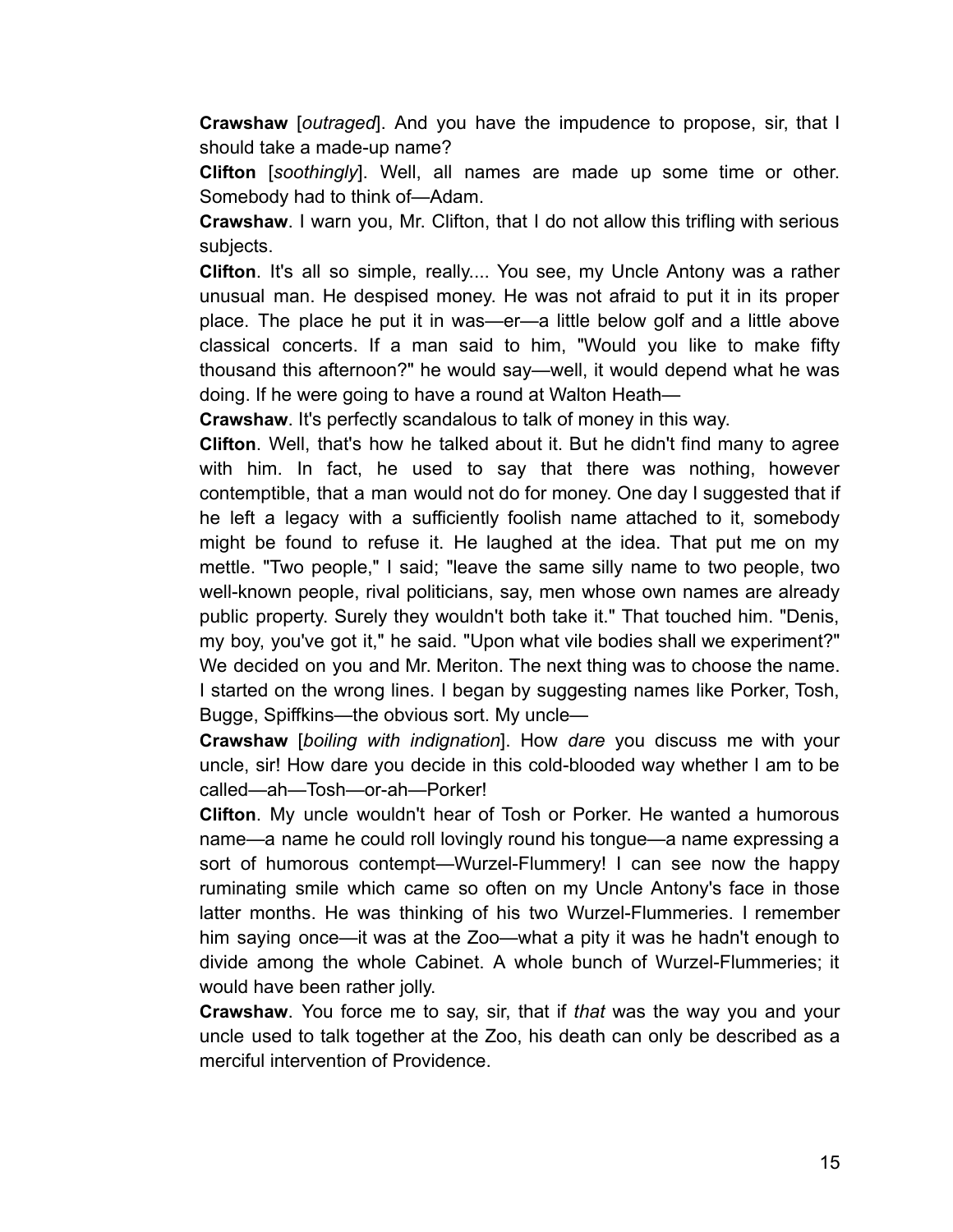**Crawshaw** [*outraged*]. And you have the impudence to propose, sir, that I should take a made-up name?

**Clifton** [*soothingly*]. Well, all names are made up some time or other. Somebody had to think of—Adam.

**Crawshaw**. I warn you, Mr. Clifton, that I do not allow this trifling with serious subjects.

**Clifton**. It's all so simple, really.... You see, my Uncle Antony was a rather unusual man. He despised money. He was not afraid to put it in its proper place. The place he put it in was—er—a little below golf and a little above classical concerts. If a man said to him, "Would you like to make fifty thousand this afternoon?" he would say—well, it would depend what he was doing. If he were going to have a round at Walton Heath—

**Crawshaw**. It's perfectly scandalous to talk of money in this way.

**Clifton**. Well, that's how he talked about it. But he didn't find many to agree with him. In fact, he used to say that there was nothing, however contemptible, that a man would not do for money. One day I suggested that if he left a legacy with a sufficiently foolish name attached to it, somebody might be found to refuse it. He laughed at the idea. That put me on my mettle. "Two people," I said; "leave the same silly name to two people, two well-known people, rival politicians, say, men whose own names are already public property. Surely they wouldn't both take it." That touched him. "Denis, my boy, you've got it," he said. "Upon what vile bodies shall we experiment?" We decided on you and Mr. Meriton. The next thing was to choose the name. I started on the wrong lines. I began by suggesting names like Porker, Tosh, Bugge, Spiffkins—the obvious sort. My uncle—

**Crawshaw** [*boiling with indignation*]. How *dare* you discuss me with your uncle, sir! How dare you decide in this cold-blooded way whether I am to be called—ah—Tosh—or-ah—Porker!

**Clifton**. My uncle wouldn't hear of Tosh or Porker. He wanted a humorous name—a name he could roll lovingly round his tongue—a name expressing a sort of humorous contempt—Wurzel-Flummery! I can see now the happy ruminating smile which came so often on my Uncle Antony's face in those latter months. He was thinking of his two Wurzel-Flummeries. I remember him saying once—it was at the Zoo—what a pity it was he hadn't enough to divide among the whole Cabinet. A whole bunch of Wurzel-Flummeries; it would have been rather jolly.

**Crawshaw**. You force me to say, sir, that if *that* was the way you and your uncle used to talk together at the Zoo, his death can only be described as a merciful intervention of Providence.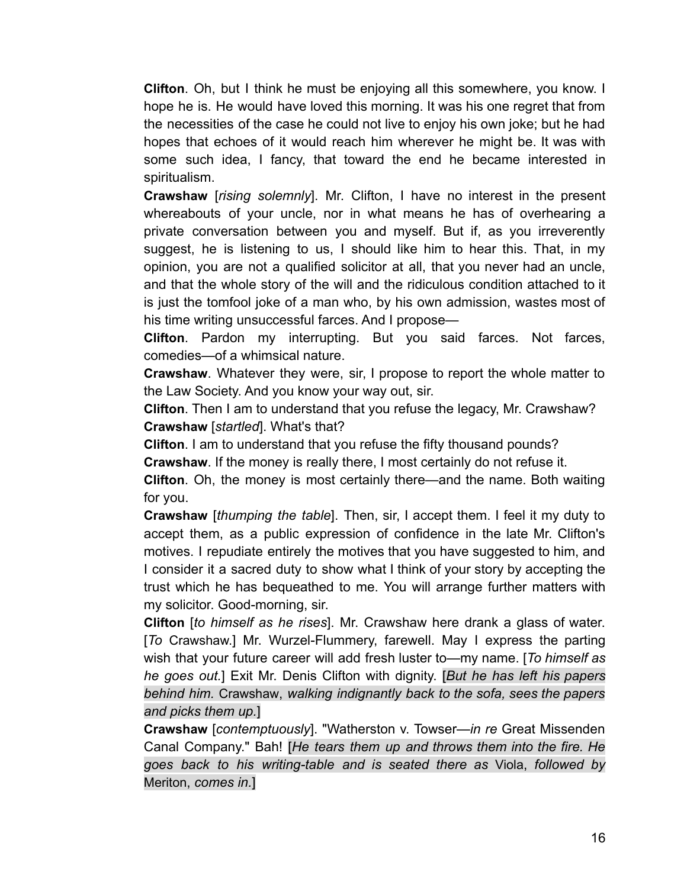**Clifton**. Oh, but I think he must be enjoying all this somewhere, you know. I hope he is. He would have loved this morning. It was his one regret that from the necessities of the case he could not live to enjoy his own joke; but he had hopes that echoes of it would reach him wherever he might be. It was with some such idea, I fancy, that toward the end he became interested in spiritualism.

**Crawshaw** [*rising solemnly*]. Mr. Clifton, I have no interest in the present whereabouts of your uncle, nor in what means he has of overhearing a private conversation between you and myself. But if, as you irreverently suggest, he is listening to us, I should like him to hear this. That, in my opinion, you are not a qualified solicitor at all, that you never had an uncle, and that the whole story of the will and the ridiculous condition attached to it is just the tomfool joke of a man who, by his own admission, wastes most of his time writing unsuccessful farces. And I propose—

**Clifton**. Pardon my interrupting. But you said farces. Not farces, comedies—of a whimsical nature.

**Crawshaw**. Whatever they were, sir, I propose to report the whole matter to the Law Society. And you know your way out, sir.

**Clifton**. Then I am to understand that you refuse the legacy, Mr. Crawshaw?

**Crawshaw** [*startled*]. What's that?

**Clifton**. I am to understand that you refuse the fifty thousand pounds?

**Crawshaw**. If the money is really there, I most certainly do not refuse it.

**Clifton**. Oh, the money is most certainly there—and the name. Both waiting for you.

**Crawshaw** [*thumping the table*]. Then, sir, I accept them. I feel it my duty to accept them, as a public expression of confidence in the late Mr. Clifton's motives. I repudiate entirely the motives that you have suggested to him, and I consider it a sacred duty to show what I think of your story by accepting the trust which he has bequeathed to me. You will arrange further matters with my solicitor. Good-morning, sir.

**Clifton** [*to himself as he rises*]. Mr. Crawshaw here drank a glass of water. [*To* Crawshaw.] Mr. Wurzel-Flummery, farewell. May I express the parting wish that your future career will add fresh luster to—my name. [*To himself as he goes out.*] Exit Mr. Denis Clifton with dignity. [*But he has left his papers behind him.* Crawshaw, *walking indignantly back to the sofa, sees the papers and picks them up.*]

**Crawshaw** [*contemptuously*]. "Watherston v. Towser—*in re* Great Missenden Canal Company." Bah! [*He tears them up and throws them into the fire. He goes back to his writing-table and is seated there as* Viola, *followed by* Meriton, *comes in.*]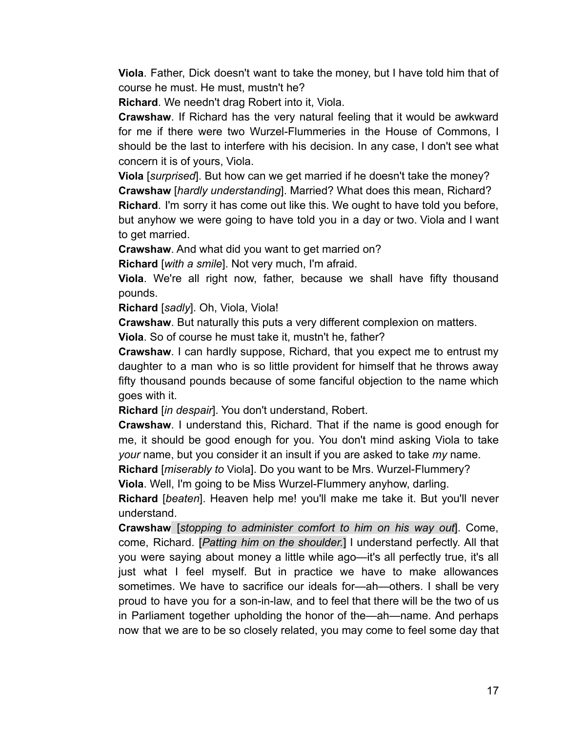**Viola**. Father, Dick doesn't want to take the money, but I have told him that of course he must. He must, mustn't he?

**Richard**. We needn't drag Robert into it, Viola.

**Crawshaw**. If Richard has the very natural feeling that it would be awkward for me if there were two Wurzel-Flummeries in the House of Commons, I should be the last to interfere with his decision. In any case, I don't see what concern it is of yours, Viola.

**Viola** [*surprised*]. But how can we get married if he doesn't take the money?

**Crawshaw** [*hardly understanding*]. Married? What does this mean, Richard?

**Richard**. I'm sorry it has come out like this. We ought to have told you before, but anyhow we were going to have told you in a day or two. Viola and I want to get married.

**Crawshaw**. And what did you want to get married on?

**Richard** [*with a smile*]. Not very much, I'm afraid.

**Viola**. We're all right now, father, because we shall have fifty thousand pounds.

**Richard** [*sadly*]. Oh, Viola, Viola!

**Crawshaw**. But naturally this puts a very different complexion on matters.

**Viola**. So of course he must take it, mustn't he, father?

**Crawshaw**. I can hardly suppose, Richard, that you expect me to entrust my daughter to a man who is so little provident for himself that he throws away fifty thousand pounds because of some fanciful objection to the name which goes with it.

**Richard** [*in despair*]. You don't understand, Robert.

**Crawshaw**. I understand this, Richard. That if the name is good enough for me, it should be good enough for you. You don't mind asking Viola to take *your* name, but you consider it an insult if you are asked to take *my* name.

**Richard** [*miserably to* Viola]. Do you want to be Mrs. Wurzel-Flummery?

**Viola**. Well, I'm going to be Miss Wurzel-Flummery anyhow, darling.

**Richard** [*beaten*]. Heaven help me! you'll make me take it. But you'll never understand.

**Crawshaw** [*stopping to administer comfort to him on his way out*]. Come, come, Richard. [*Patting him on the shoulder.*] I understand perfectly. All that you were saying about money a little while ago—it's all perfectly true, it's all just what I feel myself. But in practice we have to make allowances sometimes. We have to sacrifice our ideals for—ah—others. I shall be very proud to have you for a son-in-law, and to feel that there will be the two of us in Parliament together upholding the honor of the—ah—name. And perhaps now that we are to be so closely related, you may come to feel some day that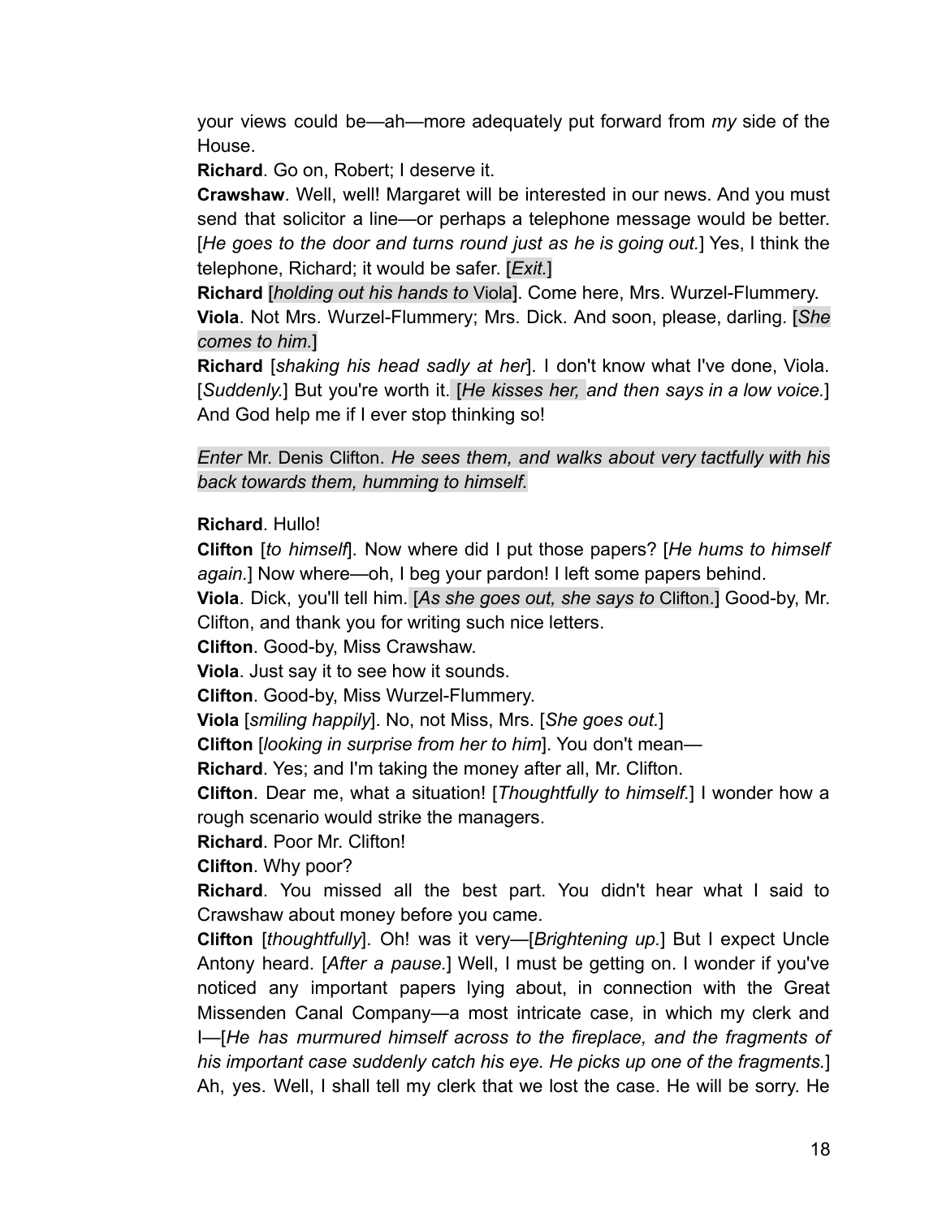your views could be—ah—more adequately put forward from *my* side of the House.

**Richard**. Go on, Robert; I deserve it.

**Crawshaw**. Well, well! Margaret will be interested in our news. And you must send that solicitor a line—or perhaps a telephone message would be better. [*He goes to the door and turns round just as he is going out.*] Yes, I think the telephone, Richard; it would be safer. [*Exit.*]

**Richard** [*holding out his hands to* Viola]. Come here, Mrs. Wurzel-Flummery.

**Viola**. Not Mrs. Wurzel-Flummery; Mrs. Dick. And soon, please, darling. [*She comes to him.*]

**Richard** [*shaking his head sadly at her*]. I don't know what I've done, Viola. [*Suddenly.*] But you're worth it. [*He kisses her, and then says in a low voice.*] And God help me if I ever stop thinking so!

*Enter* Mr. Denis Clifton. *He sees them, and walks about very tactfully with his back towards them, humming to himself.*

**Richard**. Hullo!

**Clifton** [*to himself*]. Now where did I put those papers? [*He hums to himself again.*] Now where—oh, I beg your pardon! I left some papers behind.

**Viola**. Dick, you'll tell him. [*As she goes out, she says to* Clifton.] Good-by, Mr. Clifton, and thank you for writing such nice letters.

**Clifton**. Good-by, Miss Crawshaw.

**Viola**. Just say it to see how it sounds.

**Clifton**. Good-by, Miss Wurzel-Flummery.

**Viola** [*smiling happily*]. No, not Miss, Mrs. [*She goes out.*]

**Clifton** [*looking in surprise from her to him*]. You don't mean—

**Richard**. Yes; and I'm taking the money after all, Mr. Clifton.

**Clifton**. Dear me, what a situation! [*Thoughtfully to himself.*] I wonder how a rough scenario would strike the managers.

**Richard**. Poor Mr. Clifton!

**Clifton**. Why poor?

**Richard**. You missed all the best part. You didn't hear what I said to Crawshaw about money before you came.

**Clifton** [*thoughtfully*]. Oh! was it very—[*Brightening up.*] But I expect Uncle Antony heard. [*After a pause.*] Well, I must be getting on. I wonder if you've noticed any important papers lying about, in connection with the Great Missenden Canal Company—a most intricate case, in which my clerk and I—[*He has murmured himself across to the fireplace, and the fragments of his important case suddenly catch his eye. He picks up one of the fragments.*] Ah, yes. Well, I shall tell my clerk that we lost the case. He will be sorry. He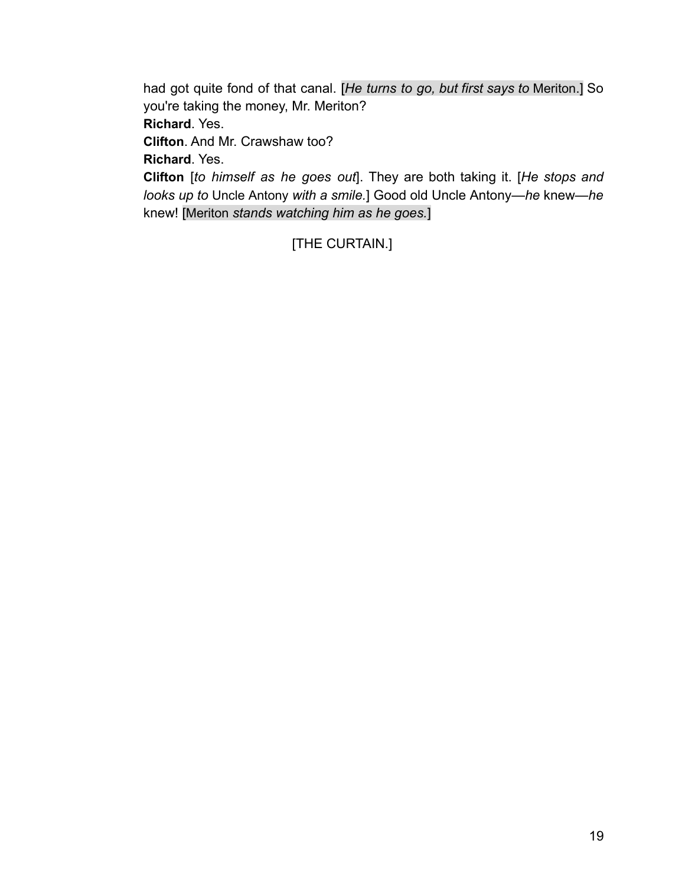had got quite fond of that canal. [*He turns to go, but first says to* Meriton.] So you're taking the money, Mr. Meriton?

**Richard**. Yes.

**Clifton**. And Mr. Crawshaw too?

**Richard**. Yes.

**Clifton** [*to himself as he goes out*]. They are both taking it. [*He stops and looks up to* Uncle Antony *with a smile.*] Good old Uncle Antony—*he* knew—*he* knew! [Meriton *stands watching him as he goes.*]

[THE CURTAIN.]